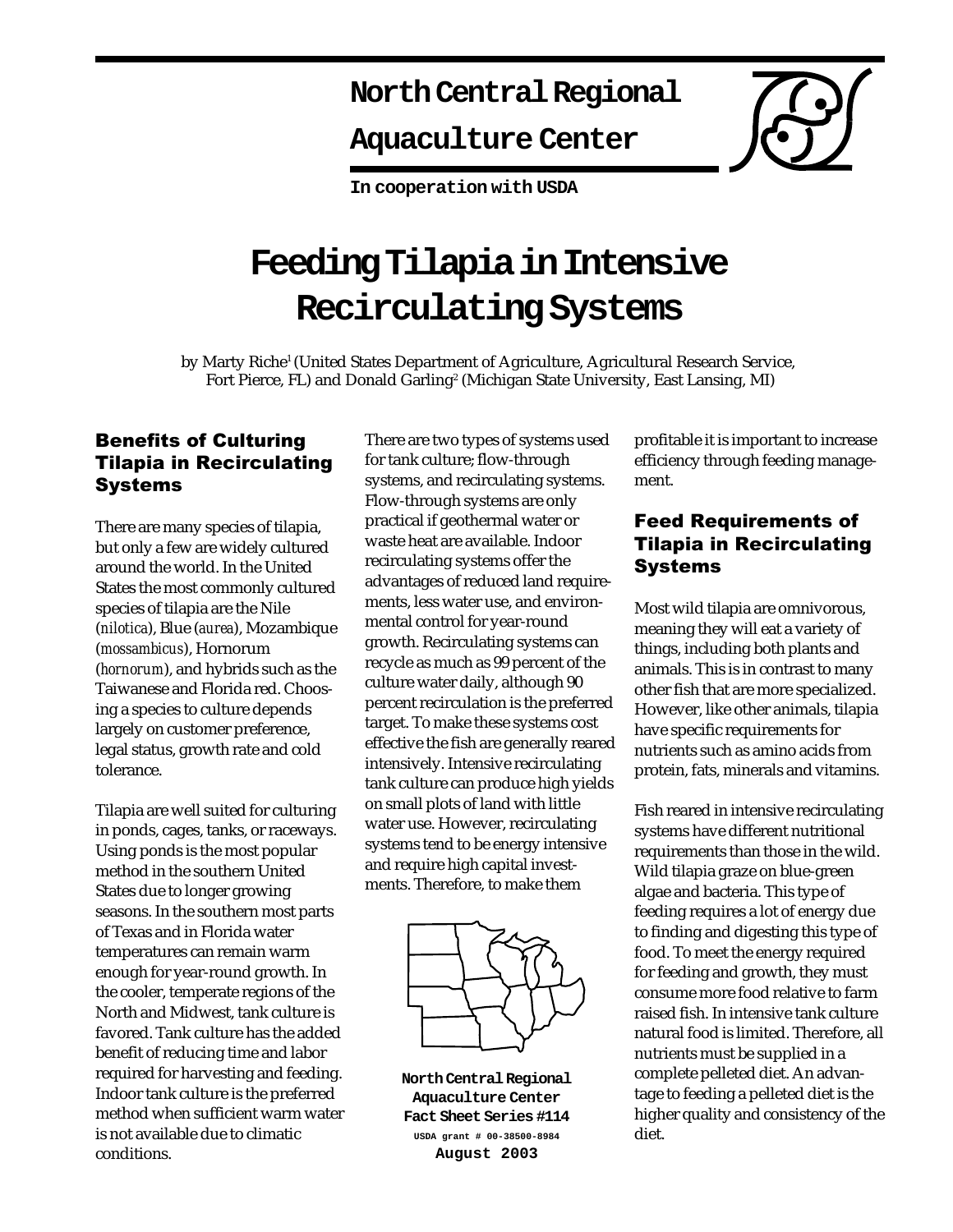# North Central Regional Aquaculture Center

**In cooperation with USDA**

# Feeding Tilapia in Intensive Recirculating Systems

by Marty Riche[1] (United States Department of Agriculture, Agricultural Research Service, Fort Pierce, FL) and Donald Garling[2] (Michigan State University, East Lansing, MI)

## Benefits of Culturing Tilapia in Recirculating Systems

There are many species of tilapia, but only a few are widely cultured around the world. In the United States the most commonly cultured species of tilapia are the Nile (*nilotica*), Blue (*aurea*), Mozambique (*mossambicus*), Hornorum (*hornorum*), and hybrids such as the Taiwanese and Florida red. Choosing a species to culture depends largely on customer preference, legal status, growth rate and cold tolerance.

Tilapia are well suited for culturing in ponds, cages, tanks, or raceways. Using ponds is the most popular method in the southern United States due to longer growing seasons. In the southern most parts of Texas and in Florida water temperatures can remain warm enough for year-round growth. In the cooler, temperate regions of the North and Midwest, tank culture is favored. Tank culture has the added benefit of reducing time and labor required for harvesting and feeding. Indoor tank culture is the preferred method when sufficient warm water is not available due to climatic conditions.

There are two types of systems used for tank culture; flow-through systems, and recirculating systems. Flow-through systems are only practical if geothermal water or waste heat are available. Indoor recirculating systems offer the advantages of reduced land requirements, less water use, and environmental control for year-round growth. Recirculating systems can recycle as much as 99 percent of the culture water daily, although 90 percent recirculation is the preferred target. To make these systems cost effective the fish are generally reared intensively. Intensive recirculating tank culture can produce high yields on small plots of land with little water use. However, recirculating systems tend to be energy intensive and require high capital investments. Therefore, to make them profitable it is important to increase efficiency through feeding management.

**North Central Regional Aquaculture Center Fact Sheet Series #114**
USDA grant # 00-38500-8984
August 2003

## Feed Requirements of Tilapia in Recirculating Systems

Most wild tilapia are omnivorous, meaning they will eat a variety of things, including both plants and animals. This is in contrast to many other fish that are more specialized. However, like other animals, tilapia have specific requirements for nutrients such as amino acids from protein, fats, minerals and vitamins.

Fish reared in intensive recirculating systems have different nutritional requirements than those in the wild. Wild tilapia graze on blue-green algae and bacteria. This type of feeding requires a lot of energy due to finding and digesting this type of food. To meet the energy required for feeding and growth, they must consume more food relative to farm raised fish. In intensive tank culture natural food is limited. Therefore, all nutrients must be supplied in a complete pelleted diet. An advantage to feeding a pelleted diet is the higher quality and consistency of the diet.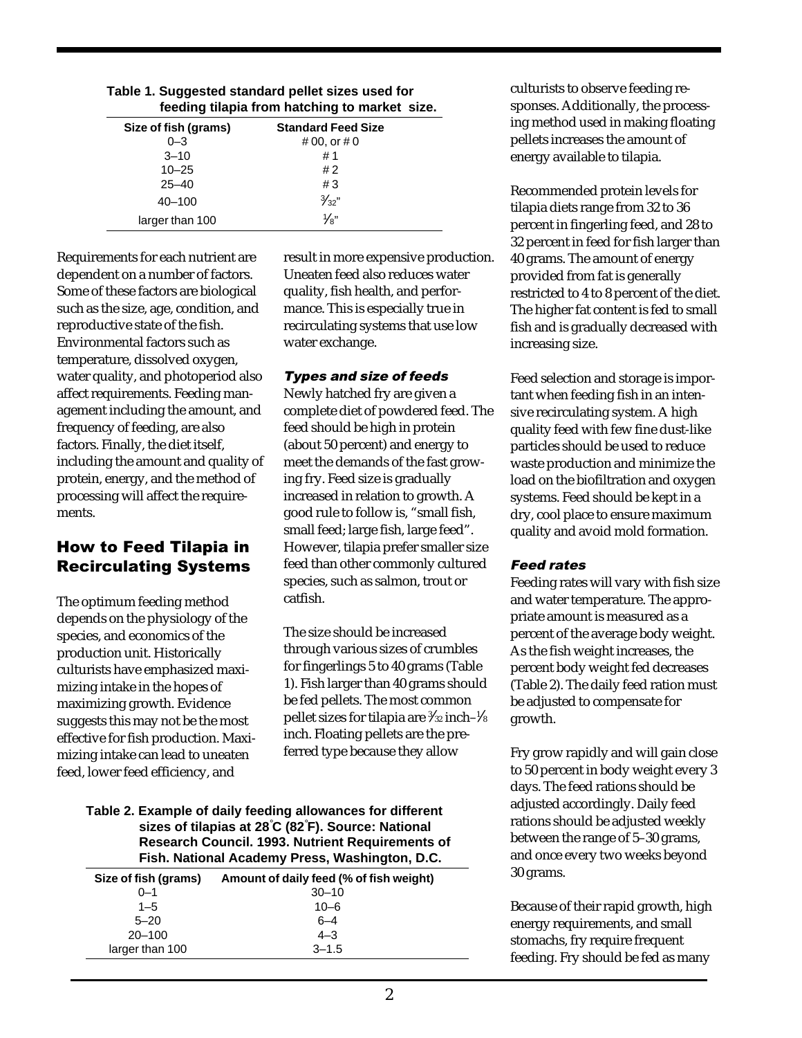**Table 1. Suggested standard pellet sizes used for feeding tilapia from hatching to market size.**

| Size of fish (grams) | Standard Feed Size |
|---|---|
| 0–3 | # 00, or # 0 |
| 3–10 | # 1 |
| 10–25 | # 2 |
| 25–40 | # 3 |
| 40–100 | 3⁄32" |
| larger than 100 | 1⁄8" |

Requirements for each nutrient are dependent on a number of factors. Some of these factors are biological such as the size, age, condition, and reproductive state of the fish. Environmental factors such as temperature, dissolved oxygen, water quality, and photoperiod also affect requirements. Feeding management including the amount, and frequency of feeding, are also factors. Finally, the diet itself, including the amount and quality of protein, energy, and the method of processing will affect the requirements.

## How to Feed Tilapia in Recirculating Systems

The optimum feeding method depends on the physiology of the species, and economics of the production unit. Historically culturists have emphasized maximizing intake in the hopes of maximizing growth. Evidence suggests this may not be the most effective for fish production. Maximizing intake can lead to uneaten feed, lower feed efficiency, and result in more expensive production. Uneaten feed also reduces water quality, fish health, and performance. This is especially true in recirculating systems that use low water exchange.

### *Types and size of feeds*

Newly hatched fry are given a complete diet of powdered feed. The feed should be high in protein (about 50 percent) and energy to meet the demands of the fast growing fry. Feed size is gradually increased in relation to growth. A good rule to follow is, "small fish, small feed; large fish, large feed". However, tilapia prefer smaller size feed than other commonly cultured species, such as salmon, trout or catfish.

The size should be increased through various sizes of crumbles for fingerlings 5 to 40 grams (Table 1). Fish larger than 40 grams should be fed pellets. The most common pellet sizes for tilapia are 3⁄32 inch–1⁄8 inch. Floating pellets are the preferred type because they allow culturists to observe feeding responses. Additionally, the processing method used in making floating pellets increases the amount of energy available to tilapia.

Recommended protein levels for tilapia diets range from 32 to 36 percent in fingerling feed, and 28 to 32 percent in feed for fish larger than 40 grams. The amount of energy provided from fat is generally restricted to 4 to 8 percent of the diet. The higher fat content is fed to small fish and is gradually decreased with increasing size.

Feed selection and storage is important when feeding fish in an intensive recirculating system. A high quality feed with few fine dust-like particles should be used to reduce waste production and minimize the load on the biofiltration and oxygen systems. Feed should be kept in a dry, cool place to ensure maximum quality and avoid mold formation.

### *Feed rates*

Feeding rates will vary with fish size and water temperature. The appropriate amount is measured as a percent of the average body weight. As the fish weight increases, the percent body weight fed decreases (Table 2). The daily feed ration must be adjusted to compensate for growth.

Fry grow rapidly and will gain close to 50 percent in body weight every 3 days. The feed rations should be adjusted accordingly. Daily feed rations should be adjusted weekly between the range of 5–30 grams, and once every two weeks beyond 30 grams.

Because of their rapid growth, high energy requirements, and small stomachs, fry require frequent feeding. Fry should be fed as many

**Table 2. Example of daily feeding allowances for different sizes of tilapias at 28°C (82°F). Source: National Research Council. 1993. Nutrient Requirements of Fish. National Academy Press, Washington, D.C.**

| Size of fish (grams) | Amount of daily feed (% of fish weight) |
|---|---|
| 0–1 | 30–10 |
| 1–5 | 10–6 |
| 5–20 | 6–4 |
| 20–100 | 4–3 |
| larger than 100 | 3–1.5 |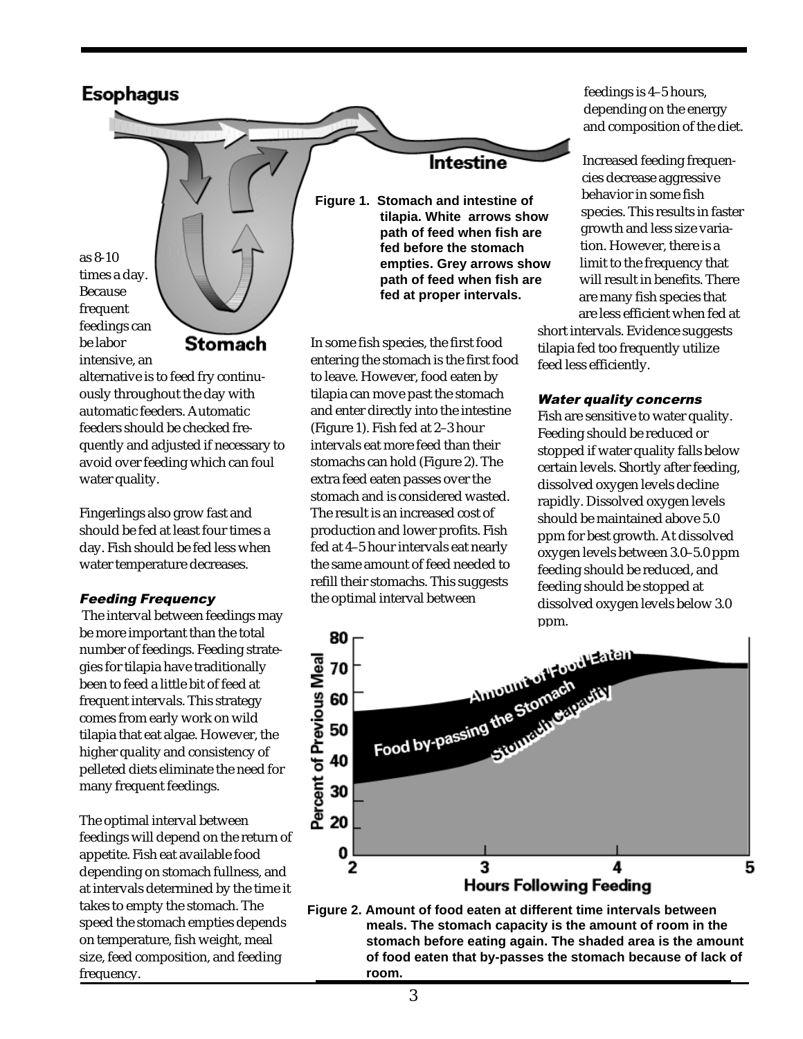as 8-10 times a day. Because frequent feedings can be labor intensive, an alternative is to feed fry continuously throughout the day with automatic feeders. Automatic feeders should be checked frequently and adjusted if necessary to avoid over feeding which can foul water quality.

Fingerlings also grow fast and should be fed at least four times a day. Fish should be fed less when water temperature decreases.

### *Feeding Frequency*

The interval between feedings may be more important than the total number of feedings. Feeding strategies for tilapia have traditionally been to feed a little bit of feed at frequent intervals. This strategy comes from early work on wild tilapia that eat algae. However, the higher quality and consistency of pelleted diets eliminate the need for many frequent feedings.

The optimal interval between feedings will depend on the return of appetite. Fish eat available food depending on stomach fullness, and at intervals determined by the time it takes to empty the stomach. The speed the stomach empties depends on temperature, fish weight, meal size, feed composition, and feeding frequency.

**Figure 1. Stomach and intestine of tilapia. White arrows show path of feed when fish are fed before the stomach empties. Grey arrows show path of feed when fish are fed at proper intervals.**

In some fish species, the first food entering the stomach is the first food to leave. However, food eaten by tilapia can move past the stomach and enter directly into the intestine (Figure 1). Fish fed at 2–3 hour intervals eat more feed than their stomachs can hold (Figure 2). The extra feed eaten passes over the stomach and is considered wasted. The result is an increased cost of production and lower profits. Fish fed at 4–5 hour intervals eat nearly the same amount of feed needed to refill their stomachs. This suggests the optimal interval between feedings is 4–5 hours, depending on the energy and composition of the diet.

Increased feeding frequencies decrease aggressive behavior in some fish species. This results in faster growth and less size variation. However, there is a limit to the frequency that will result in benefits. There are many fish species that are less efficient when fed at short intervals. Evidence suggests tilapia fed too frequently utilize feed less efficiently.

### *Water quality concerns*

Fish are sensitive to water quality. Feeding should be reduced or stopped if water quality falls below certain levels. Shortly after feeding, dissolved oxygen levels decline rapidly. Dissolved oxygen levels should be maintained above 5.0 ppm for best growth. At dissolved oxygen levels between 3.0–5.0 ppm feeding should be reduced, and feeding should be stopped at dissolved oxygen levels below 3.0 ppm.

**Figure 2. Amount of food eaten at different time intervals between meals. The stomach capacity is the amount of room in the stomach before eating again. The shaded area is the amount of food eaten that by-passes the stomach because of lack of room.**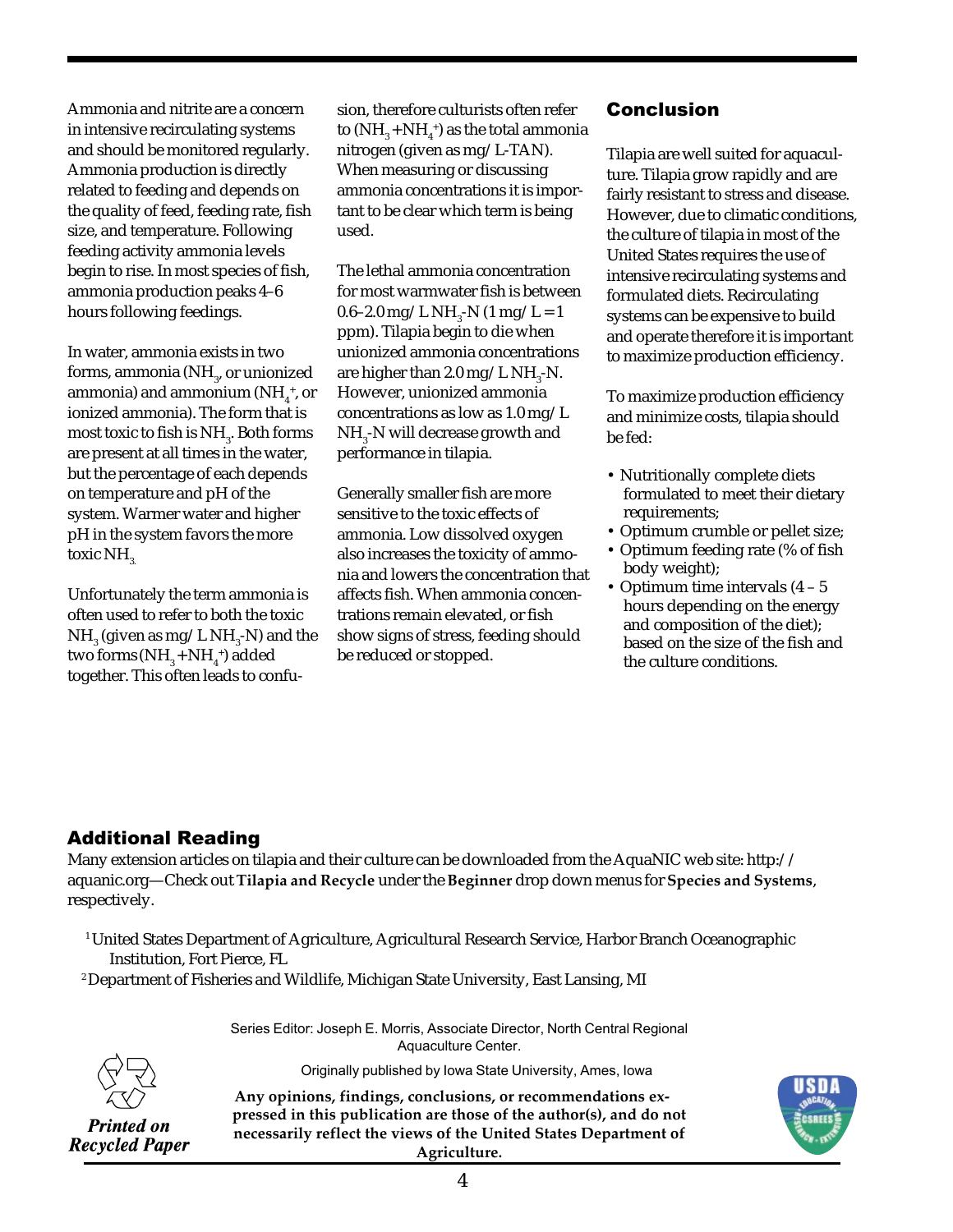Ammonia and nitrite are a concern in intensive recirculating systems and should be monitored regularly. Ammonia production is directly related to feeding and depends on the quality of feed, feeding rate, fish size, and temperature. Following feeding activity ammonia levels begin to rise. In most species of fish, ammonia production peaks 4–6 hours following feedings.

In water, ammonia exists in two forms, ammonia ($NH_3$, or unionized ammonia) and ammonium ($NH_4^+$, or ionized ammonia). The form that is most toxic to fish is $NH_3$. Both forms are present at all times in the water, but the percentage of each depends on temperature and pH of the system. Warmer water and higher pH in the system favors the more toxic $NH_3$.

Unfortunately the term ammonia is often used to refer to both the toxic $NH_3$ (given as mg/L $NH_3$-N) and the two forms ($NH_3 + NH_4^+$) added together. This often leads to confusion, therefore culturists often refer to ($NH_3 + NH_4^+$) as the total ammonia nitrogen (given as mg/L-TAN). When measuring or discussing ammonia concentrations it is important to be clear which term is being used.

The lethal ammonia concentration for most warmwater fish is between 0.6–2.0 mg/L $NH_3$-N (1 mg/L = 1 ppm). Tilapia begin to die when unionized ammonia concentrations are higher than 2.0 mg/L $NH_3$-N. However, unionized ammonia concentrations as low as 1.0 mg/L $NH_3$-N will decrease growth and performance in tilapia.

Generally smaller fish are more sensitive to the toxic effects of ammonia. Low dissolved oxygen also increases the toxicity of ammonia and lowers the concentration that affects fish. When ammonia concentrations remain elevated, or fish show signs of stress, feeding should be reduced or stopped.

## Conclusion

Tilapia are well suited for aquaculture. Tilapia grow rapidly and are fairly resistant to stress and disease. However, due to climatic conditions, the culture of tilapia in most of the United States requires the use of intensive recirculating systems and formulated diets. Recirculating systems can be expensive to build and operate therefore it is important to maximize production efficiency.

To maximize production efficiency and minimize costs, tilapia should be fed:

- Nutritionally complete diets formulated to meet their dietary requirements;
- Optimum crumble or pellet size;
- Optimum feeding rate (% of fish body weight);
- Optimum time intervals (4 – 5 hours depending on the energy and composition of the diet); based on the size of the fish and the culture conditions.

## Additional Reading

Many extension articles on tilapia and their culture can be downloaded from the AquaNIC web site: http://aquanic.org—Check out **Tilapia and Recycle** under the **Beginner** drop down menus for **Species and Systems**, respectively.

[1] United States Department of Agriculture, Agricultural Research Service, Harbor Branch Oceanographic Institution, Fort Pierce, FL

[2] Department of Fisheries and Wildlife, Michigan State University, East Lansing, MI

Series Editor: Joseph E. Morris, Associate Director, North Central Regional Aquaculture Center.

Originally published by Iowa State University, Ames, Iowa

**Any opinions, findings, conclusions, or recommendations expressed in this publication are those of the author(s), and do not necessarily reflect the views of the United States Department of Agriculture.**

***Printed on Recycled Paper***